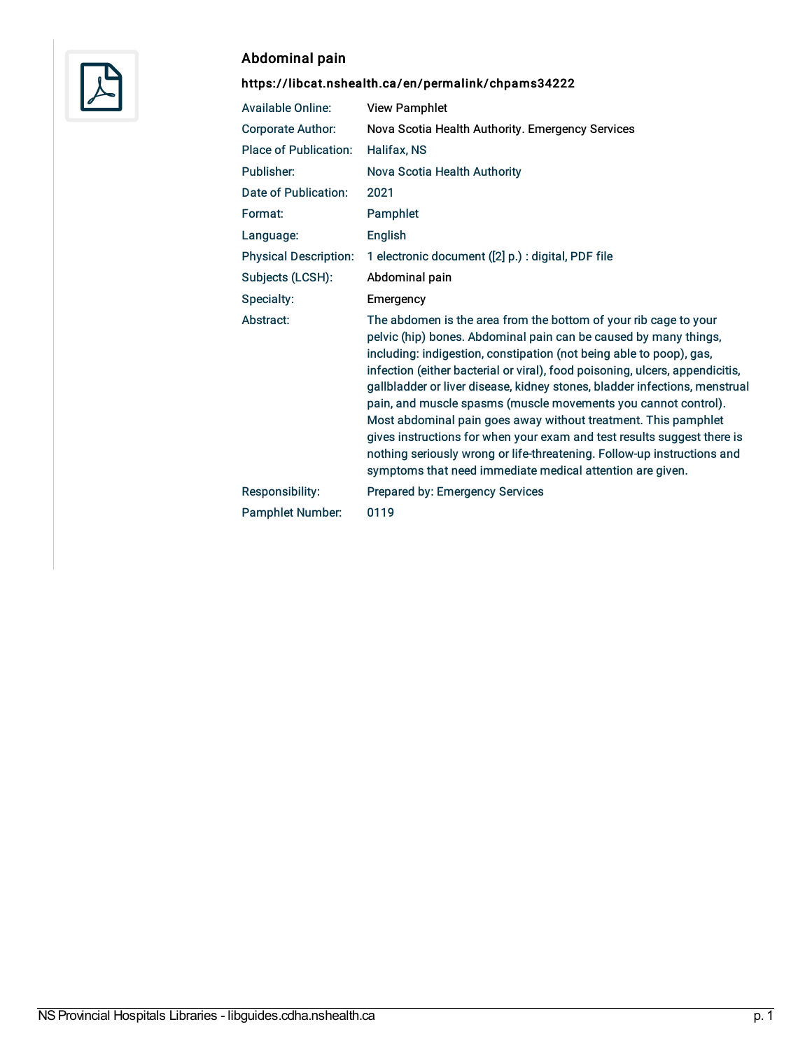## Abdominal pain

**https://libcat.nshealth.ca/en/permalink/chpams34222**

| | |
|---|---|
| Available Online: | View Pamphlet |
| Corporate Author: | Nova Scotia Health Authority. Emergency Services |
| Place of Publication: | Halifax, NS |
| Publisher: | Nova Scotia Health Authority |
| Date of Publication: | 2021 |
| Format: | Pamphlet |
| Language: | English |
| Physical Description: | 1 electronic document ([2] p.) : digital, PDF file |
| Subjects (LCSH): | Abdominal pain |
| Specialty: | Emergency |
| Abstract: | The abdomen is the area from the bottom of your rib cage to your pelvic (hip) bones. Abdominal pain can be caused by many things, including: indigestion, constipation (not being able to poop), gas, infection (either bacterial or viral), food poisoning, ulcers, appendicitis, gallbladder or liver disease, kidney stones, bladder infections, menstrual pain, and muscle spasms (muscle movements you cannot control). Most abdominal pain goes away without treatment. This pamphlet gives instructions for when your exam and test results suggest there is nothing seriously wrong or life-threatening. Follow-up instructions and symptoms that need immediate medical attention are given. |
| Responsibility: | Prepared by: Emergency Services |
| Pamphlet Number: | 0119 |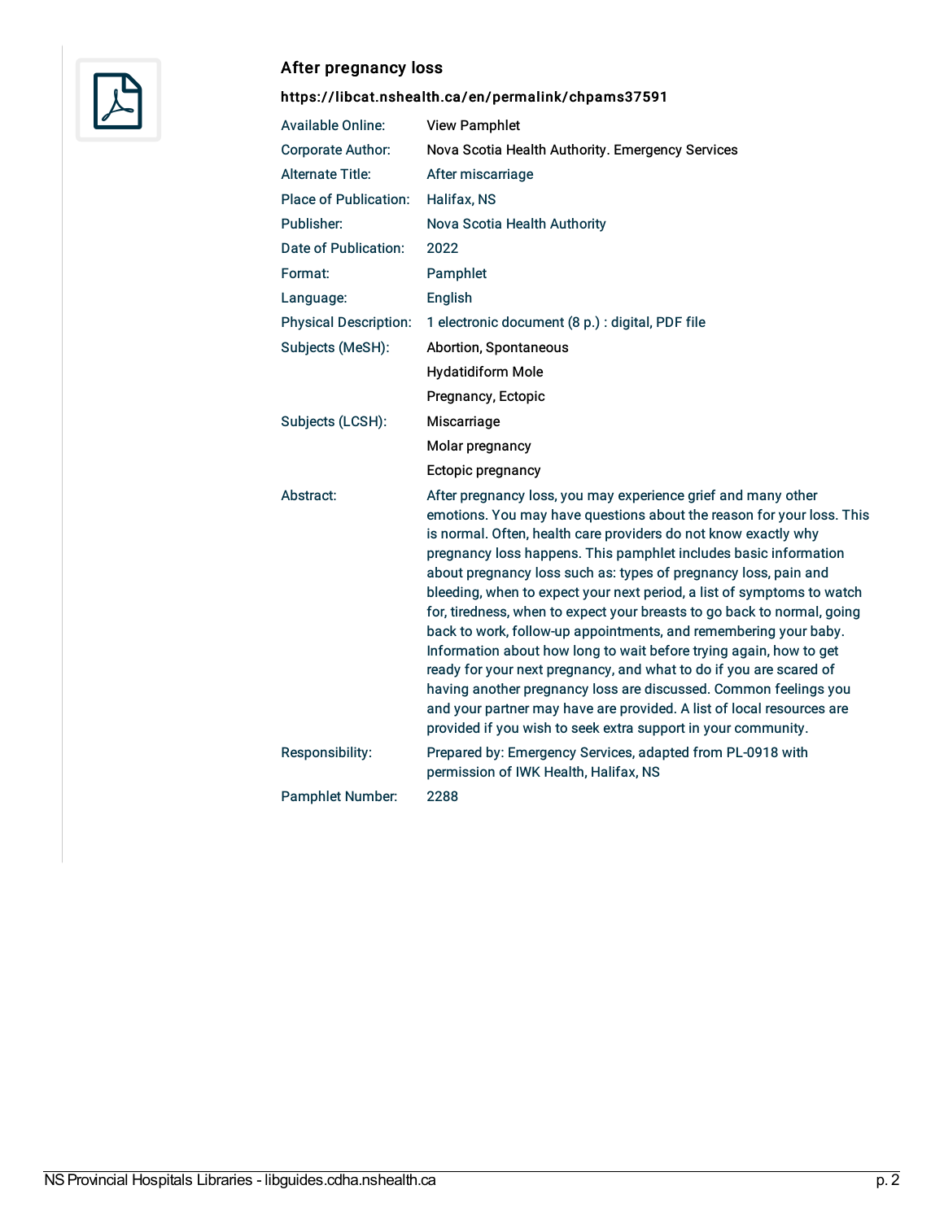### After pregnancy loss

**https://libcat.nshealth.ca/en/permalink/chpams37591**

| | |
|---|---|
| Available Online: | View Pamphlet |
| Corporate Author: | Nova Scotia Health Authority. Emergency Services |
| Alternate Title: | After miscarriage |
| Place of Publication: | Halifax, NS |
| Publisher: | Nova Scotia Health Authority |
| Date of Publication: | 2022 |
| Format: | Pamphlet |
| Language: | English |
| Physical Description: | 1 electronic document (8 p.) : digital, PDF file |
| Subjects (MeSH): | Abortion, Spontaneous<br>Hydatidiform Mole<br>Pregnancy, Ectopic |
| Subjects (LCSH): | Miscarriage<br>Molar pregnancy<br>Ectopic pregnancy |
| Abstract: | After pregnancy loss, you may experience grief and many other emotions. You may have questions about the reason for your loss. This is normal. Often, health care providers do not know exactly why pregnancy loss happens. This pamphlet includes basic information about pregnancy loss such as: types of pregnancy loss, pain and bleeding, when to expect your next period, a list of symptoms to watch for, tiredness, when to expect your breasts to go back to normal, going back to work, follow-up appointments, and remembering your baby. Information about how long to wait before trying again, how to get ready for your next pregnancy, and what to do if you are scared of having another pregnancy loss are discussed. Common feelings you and your partner may have are provided. A list of local resources are provided if you wish to seek extra support in your community. |
| Responsibility: | Prepared by: Emergency Services, adapted from PL-0918 with permission of IWK Health, Halifax, NS |
| Pamphlet Number: | 2288 |